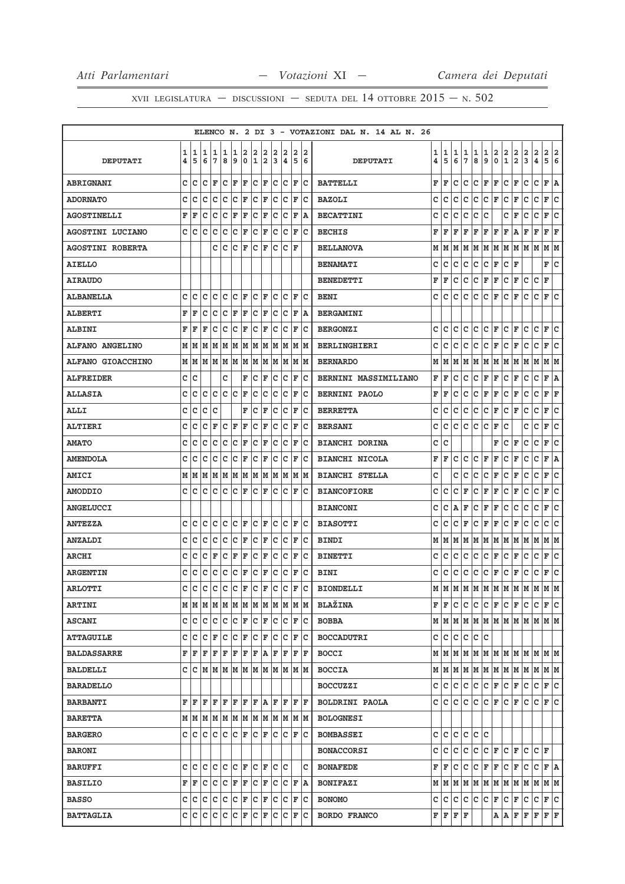ELENCO N. 2 DI 3 - VOTAZIONI DAL N. 14 AL N. 26

| DEPUTATI | 14 | 15 | 16 | 17 | 18 | 19 | 20 | 21 | 22 | 23 | 24 | 25 | 26 | DEPUTATI | 14 | 15 | 16 | 17 | 18 | 19 | 20 | 21 | 22 | 23 | 24 | 25 | 26 |
|---|---|---|---|---|---|---|---|---|---|---|---|---|---|---|---|---|---|---|---|---|---|---|---|---|---|---|---|
| ABRIGNANI | C | C | C | F | C | F | F | C | F | C | C | F | C | BATTELLI | F | F | C | C | C | F | F | C | F | C | C | F | A |
| ADORNATO | C | C | C | C | C | C | F | C | F | C | C | F | C | BAZOLI | C | C | C | C | C | C | F | C | F | C | C | F | C |
| AGOSTINELLI | F | F | C | C | C | F | F | C | F | C | C | F | A | BECATTINI | C | C | C | C | C | C |  | C | F | C | C | F | C |
| AGOSTINI LUCIANO | C | C | C | C | C | C | F | C | F | C | C | F | C | BECHIS | F | F | F | F | F | F | F | F | A | F | F | F | F |
| AGOSTINI ROBERTA |  |  |  | C | C | C | F | C | F | C | C | F |  | BELLANOVA | M | M | M | M | M | M | M | M | M | M | M | M | M |
| AIELLO |  |  |  |  |  |  |  |  |  |  |  |  |  | BENAMATI | C | C | C | C | C | C | F | C | F |  |  | F | C |
| AIRAUDO |  |  |  |  |  |  |  |  |  |  |  |  |  | BENEDETTI | F | F | C | C | C | F | F | C | F | C | C | F |  |
| ALBANELLA | C | C | C | C | C | C | F | C | F | C | C | F | C | BENI | C | C | C | C | C | C | F | C | F | C | C | F | C |
| ALBERTI | F | F | C | C | C | F | F | C | F | C | C | F | A | BERGAMINI |  |  |  |  |  |  |  |  |  |  |  |  |  |
| ALBINI | F | F | F | C | C | C | F | C | F | C | C | F | C | BERGONZI | C | C | C | C | C | C | F | C | F | C | C | F | C |
| ALFANO ANGELINO | M | M | M | M | M | M | M | M | M | M | M | M | M | BERLINGHIERI | C | C | C | C | C | C | F | C | F | C | C | F | C |
| ALFANO GIOACCHINO | M | M | M | M | M | M | M | M | M | M | M | M | M | BERNARDO | M | M | M | M | M | M | M | M | M | M | M | M | M |
| ALFREIDER | C | C |  |  | C |  | F | C | F | C | C | F | C | BERNINI MASSIMILIANO | F | F | C | C | C | F | F | C | F | C | C | F | A |
| ALLASIA | C | C | C | C | C | C | F | C | C | C | C | F | C | BERNINI PAOLO | F | F | C | C | C | F | F | C | F | C | C | F | F |
| ALLI | C | C | C | C |  |  | F | C | F | C | C | F | C | BERRETTA | C | C | C | C | C | C | F | C | F | C | C | F | C |
| ALTIERI | C | C | C | F | C | F | F | C | F | C | C | F | C | BERSANI | C | C | C | C | C | C | F | C |  |  | C | C | F | C |
| AMATO | C | C | C | C | C | C | F | C | F | C | C | F | C | BIANCHI DORINA | C | C |  |  |  |  | F | C | F | C | C | F | C |
| AMENDOLA | C | C | C | C | C | C | F | C | F | C | C | F | C | BIANCHI NICOLA | F | F | C | C | C | F | F | C | F | C | C | F | A |
| AMICI | M | M | M | M | M | M | M | M | M | M | M | M | M | BIANCHI STELLA | C |  | C | C | C | C | F | C | F | C | C | F | C |
| AMODDIO | C | C | C | C | C | C | F | C | F | C | C | F | C | BIANCOFIORE | C | C | C | F | C | F | F | C | F | C | C | F | C |
| ANGELUCCI |  |  |  |  |  |  |  |  |  |  |  |  |  | BIANCONI | C | C | A | F | C | F | F | C | C | C | C | F | C |
| ANTEZZA | C | C | C | C | C | C | F | C | F | C | C | F | C | BIASOTTI | C | C | C | F | C | F | F | C | F | C | C | C | C |
| ANZALDI | C | C | C | C | C | C | F | C | F | C | C | F | C | BINDI | M | M | M | M | M | M | M | M | M | M | M | M | M |
| ARCHI | C | C | C | F | C | F | F | C | F | C | C | F | C | BINETTI | C | C | C | C | C | C | F | C | F | C | C | F | C |
| ARGENTIN | C | C | C | C | C | C | F | C | F | C | C | F | C | BINI | C | C | C | C | C | C | F | C | F | C | C | F | C |
| ARLOTTI | C | C | C | C | C | C | F | C | F | C | C | F | C | BIONDELLI | M | M | M | M | M | M | M | M | M | M | M | M | M |
| ARTINI | M | M | M | M | M | M | M | M | M | M | M | M | M | BLAŽINA | F | F | C | C | C | C | F | C | F | C | C | F | C |
| ASCANI | C | C | C | C | C | C | F | C | F | C | C | F | C | BOBBA | M | M | M | M | M | M | M | M | M | M | M | M | M |
| ATTAGUILE | C | C | C | F | C | C | F | C | F | C | C | F | C | BOCCADUTRI | C | C | C | C | C | C |  |  |  |  |  |  |  |
| BALDASSARRE | F | F | F | F | F | F | F | F | A | F | F | F | F | BOCCI | M | M | M | M | M | M | M | M | M | M | M | M | M |
| BALDELLI | C | C | M | M | M | M | M | M | M | M | M | M | M | BOCCIA | M | M | M | M | M | M | M | M | M | M | M | M | M |
| BARADELLO |  |  |  |  |  |  |  |  |  |  |  |  |  | BOCCUZZI | C | C | C | C | C | C | F | C | F | C | C | F | C |
| BARBANTI | F | F | F | F | F | F | F | F | A | F | F | F | F | BOLDRINI PAOLA | C | C | C | C | C | C | F | C | F | C | C | F | C |
| BARETTA | M | M | M | M | M | M | M | M | M | M | M | M | M | BOLOGNESI |  |  |  |  |  |  |  |  |  |  |  |  |  |
| BARGERO | C | C | C | C | C | C | F | C | F | C | C | F | C | BOMBASSEI | C | C | C | C | C | C |  |  |  |  |  |  |  |
| BARONI |  |  |  |  |  |  |  |  |  |  |  |  |  | BONACCORSI | C | C | C | C | C | C | F | C | F | C | C | F |  |
| BARUFFI | C | C | C | C | C | C | F | C | F | C | C |  | C | BONAFEDE | F | F | C | C | C | F | F | C | F | C | C | F | A |
| BASILIO | F | F | C | C | C | F | F | C | F | C | C | F | A | BONIFAZI | M | M | M | M | M | M | M | M | M | M | M | M | M |
| BASSO | C | C | C | C | C | C | F | C | F | C | C | F | C | BONOMO | C | C | C | C | C | C | F | C | F | C | C | F | C |
| BATTAGLIA | C | C | C | C | C | C | F | C | F | C | C | F | C | BORDO FRANCO | F | F | F | F |  |  | A | A | F | F | F | F | F |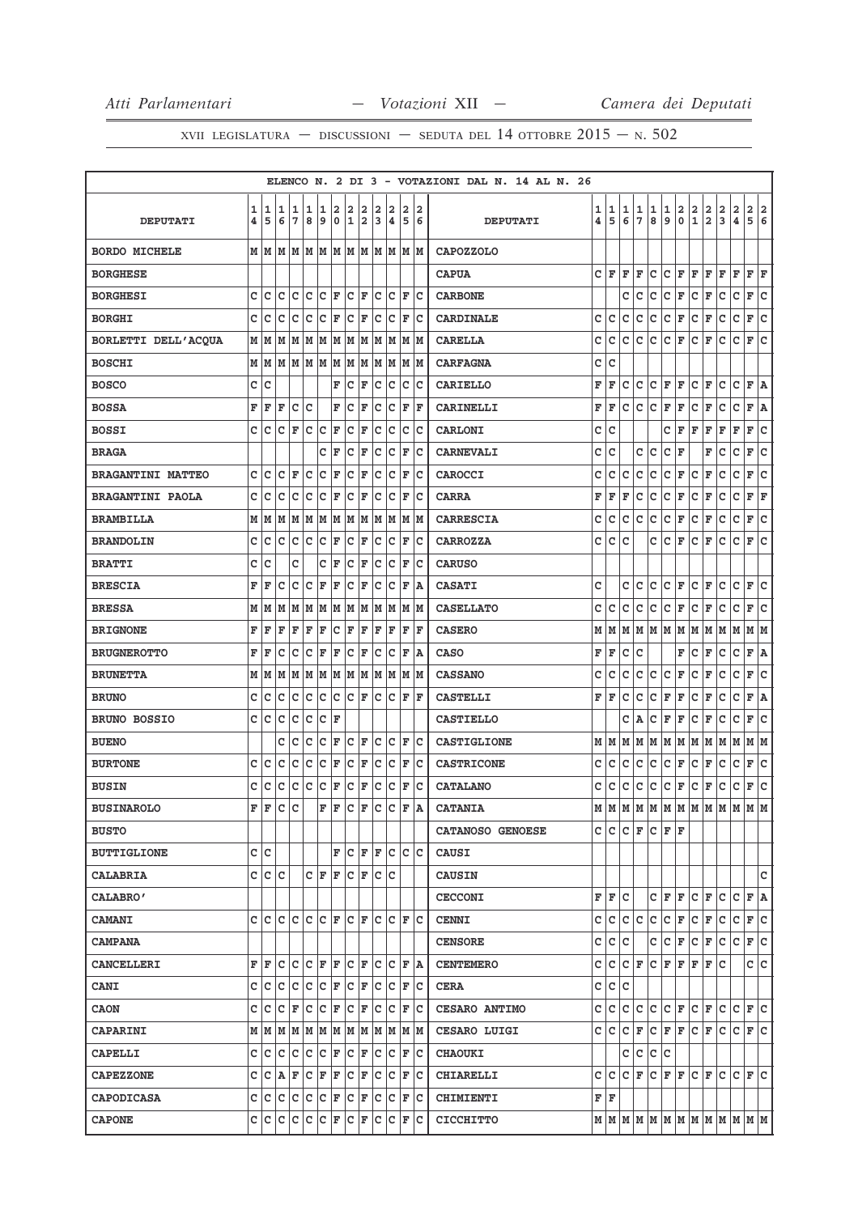XVII LEGISLATURA — DISCUSSIONI — SEDUTA DEL 14 OTTOBRE 2015 — N. 502

ELENCO N. 2 DI 3 - VOTAZIONI DAL N. 14 AL N. 26

| DEPUTATI | 14 | 15 | 16 | 17 | 18 | 19 | 20 | 21 | 22 | 23 | 24 | 25 | 26 | DEPUTATI | 14 | 15 | 16 | 17 | 18 | 19 | 20 | 21 | 22 | 23 | 24 | 25 | 26 |
|---|---|---|---|---|---|---|---|---|---|---|---|---|---|---|---|---|---|---|---|---|---|---|---|---|---|---|---|
| BORDO MICHELE | M | M | M | M | M | M | M | M | M | M | M | M | M | CAPOZZOLO | | | | | | | | | | | | | |
| BORGHESE | | | | | | | | | | | | | | CAPUA | C | F | F | F | C | C | F | F | F | F | F | F | F |
| BORGHESI | C | C | C | C | C | C | F | C | F | C | C | F | C | CARBONE | | | C | C | C | C | F | C | F | C | C | F | C |
| BORGHI | C | C | C | C | C | C | F | C | F | C | C | F | C | CARDINALE | C | C | C | C | C | C | F | C | F | C | C | F | C |
| BORLETTI DELL'ACQUA | M | M | M | M | M | M | M | M | M | M | M | M | M | CARELLA | C | C | C | C | C | C | F | C | F | C | C | F | C |
| BOSCHI | M | M | M | M | M | M | M | M | M | M | M | M | M | CARFAGNA | C | C | | | | | | | | | | | |
| BOSCO | C | C | | | | | F | C | F | C | C | C | C | CARIELLO | F | F | C | C | C | F | F | C | F | C | C | F | A |
| BOSSA | F | F | F | C | C | | F | C | F | C | C | F | F | CARINELLI | F | F | C | C | C | F | F | C | F | C | C | F | A |
| BOSSI | C | C | C | F | C | C | F | C | F | C | C | C | C | CARLONI | C | C | | | | C | F | F | F | F | F | F | C |
| BRAGA | | | | | | C | F | C | F | C | C | F | C | CARNEVALI | C | C | | C | C | C | F | | F | C | C | F | C |
| BRAGANTINI MATTEO | C | C | C | F | C | C | F | C | F | C | C | F | C | CAROCCI | C | C | C | C | C | C | F | C | F | C | C | F | C |
| BRAGANTINI PAOLA | C | C | C | C | C | C | F | C | F | C | C | F | C | CARRA | F | F | F | C | C | C | F | C | F | C | C | F | F |
| BRAMBILLA | M | M | M | M | M | M | M | M | M | M | M | M | M | CARRESCIA | C | C | C | C | C | C | F | C | F | C | C | F | C |
| BRANDOLIN | C | C | C | C | C | C | F | C | F | C | C | F | C | CARROZZA | C | C | C | | C | C | F | C | F | C | C | F | C |
| BRATTI | C | C | | C | | C | F | C | F | C | C | F | C | CARUSO | | | | | | | | | | | | | |
| BRESCIA | F | F | C | C | C | F | F | C | F | C | C | F | A | CASATI | C | | C | C | C | C | F | C | F | C | C | F | C |
| BRESSA | M | M | M | M | M | M | M | M | M | M | M | M | M | CASELLATO | C | C | C | C | C | C | F | C | F | C | C | F | C |
| BRIGNONE | F | F | F | F | F | F | C | F | F | F | F | F | F | CASERO | M | M | M | M | M | M | M | M | M | M | M | M | M |
| BRUGNEROTTO | F | F | C | C | C | F | F | C | F | C | C | F | A | CASO | F | F | C | C | | | F | C | F | C | C | F | A |
| BRUNETTA | M | M | M | M | M | M | M | M | M | M | M | M | M | CASSANO | C | C | C | C | C | C | F | C | F | C | C | F | C |
| BRUNO | C | C | C | C | C | C | C | C | F | C | C | F | F | CASTELLI | F | F | C | C | C | F | F | C | F | C | C | F | A |
| BRUNO BOSSIO | C | C | C | C | C | C | F | | | | | | | CASTIELLO | | | C | A | C | F | F | C | F | C | C | F | C |
| BUENO | | | C | C | C | C | F | C | F | C | C | F | C | CASTIGLIONE | M | M | M | M | M | M | M | M | M | M | M | M | M |
| BURTONE | C | C | C | C | C | C | F | C | F | C | C | F | C | CASTRICONE | C | C | C | C | C | C | F | C | F | C | C | F | C |
| BUSIN | C | C | C | C | C | C | F | C | F | C | C | F | C | CATALANO | C | C | C | C | C | C | F | C | F | C | C | F | C |
| BUSINAROLO | F | F | C | C | | F | F | C | F | C | C | F | A | CATANIA | M | M | M | M | M | M | M | M | M | M | M | M | M |
| BUSTO | | | | | | | | | | | | | | CATANOSO GENOESE | C | C | C | F | C | F | F | | | | | | |
| BUTTIGLIONE | C | C | | | | | F | C | F | F | C | C | C | CAUSI | | | | | | | | | | | | | |
| CALABRIA | C | C | C | | C | F | F | C | F | C | C | | | CAUSIN | | | | | | | | | | | | | C |
| CALABRO' | | | | | | | | | | | | | | CECCONI | F | F | C | | C | F | F | C | F | C | C | F | A |
| CAMANI | C | C | C | C | C | C | F | C | F | C | C | F | C | CENNI | C | C | C | C | C | C | F | C | F | C | C | F | C |
| CAMPANA | | | | | | | | | | | | | | CENSORE | C | C | C | | C | C | F | C | F | C | C | F | C |
| CANCELLERI | F | F | C | C | C | F | F | C | F | C | C | F | A | CENTEMERO | C | C | C | F | C | F | F | F | F | C | | C | C |
| CANI | C | C | C | C | C | C | F | C | F | C | C | F | C | CERA | C | C | C | | | | | | | | | | |
| CAON | C | C | C | F | C | C | F | C | F | C | C | F | C | CESARO ANTIMO | C | C | C | C | C | C | F | C | F | C | C | F | C |
| CAPARINI | M | M | M | M | M | M | M | M | M | M | M | M | M | CESARO LUIGI | C | C | C | F | C | F | F | C | F | C | C | F | C |
| CAPELLI | C | C | C | C | C | C | F | C | F | C | C | F | C | CHAOUKI | | | C | C | C | C | | | | | | | |
| CAPEZZONE | C | C | A | F | C | F | F | C | F | C | C | F | C | CHIARELLI | C | C | C | F | C | F | F | C | F | C | C | F | C |
| CAPODICASA | C | C | C | C | C | C | F | C | F | C | C | F | C | CHIMIENTI | F | F | | | | | | | | | | | |
| CAPONE | C | C | C | C | C | C | F | C | F | C | C | F | C | CICCHITTO | M | M | M | M | M | M | M | M | M | M | M | M | M |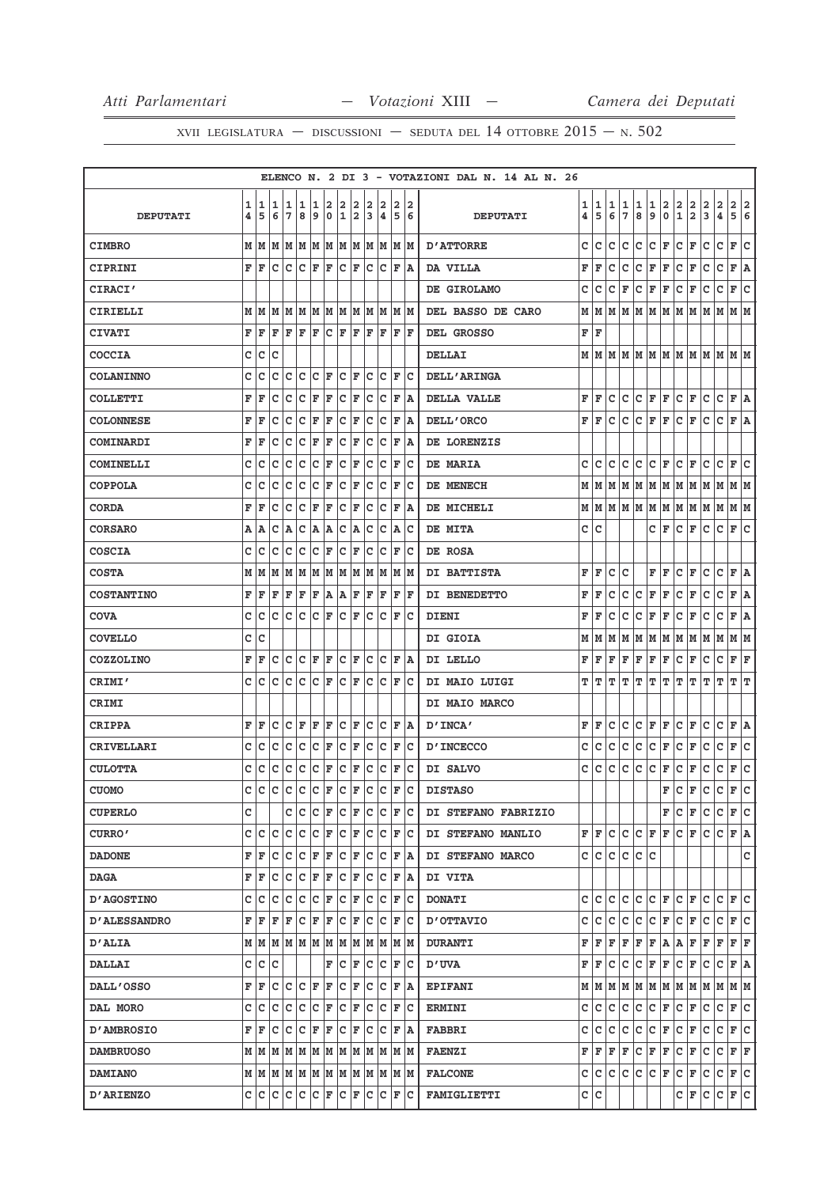## ELENCO N. 2 DI 3 - VOTAZIONI DAL N. 14 AL N. 26

| DEPUTATI | 14 | 15 | 16 | 17 | 18 | 19 | 20 | 21 | 22 | 23 | 24 | 25 | 26 | DEPUTATI | 14 | 15 | 16 | 17 | 18 | 19 | 20 | 21 | 22 | 23 | 24 | 25 | 26 |
|---|---|---|---|---|---|---|---|---|---|---|---|---|---|---|---|---|---|---|---|---|---|---|---|---|---|---|---|
| CIMBRO | M | M | M | M | M | M | M | M | M | M | M | M | M | D'ATTORRE | C | C | C | C | C | C | F | C | F | C | C | F | C |
| CIPRINI | F | F | C | C | C | F | F | C | F | C | C | F | A | DA VILLA | F | F | C | C | C | F | F | C | F | C | C | F | A |
| CIRACI' | | | | | | | | | | | | | | DE GIROLAMO | C | C | C | F | C | F | F | C | F | C | C | F | C |
| CIRIELLI | M | M | M | M | M | M | M | M | M | M | M | M | M | DEL BASSO DE CARO | M | M | M | M | M | M | M | M | M | M | M | M | M |
| CIVATI | F | F | F | F | F | F | C | F | F | F | F | F | F | DEL GROSSO | F | F | | | | | | | | | | | |
| COCCIA | C | C | C | | | | | | | | | | | DELLAI | M | M | M | M | M | M | M | M | M | M | M | M | M |
| COLANINNO | C | C | C | C | C | C | F | C | F | C | C | F | C | DELL'ARINGA | | | | | | | | | | | | | |
| COLLETTI | F | F | C | C | C | F | F | C | F | C | C | F | A | DELLA VALLE | F | F | C | C | C | F | F | C | F | C | C | F | A |
| COLONNESE | F | F | C | C | C | F | F | C | F | C | C | F | A | DELL'ORCO | F | F | C | C | C | F | F | C | F | C | C | F | A |
| COMINARDI | F | F | C | C | C | F | F | C | F | C | C | F | A | DE LORENZIS | | | | | | | | | | | | | |
| COMINELLI | C | C | C | C | C | C | F | C | F | C | C | F | C | DE MARIA | C | C | C | C | C | C | F | C | F | C | C | F | C |
| COPPOLA | C | C | C | C | C | C | F | C | F | C | C | F | C | DE MENECH | M | M | M | M | M | M | M | M | M | M | M | M | M |
| CORDA | F | F | C | C | C | F | F | C | F | C | C | F | A | DE MICHELI | M | M | M | M | M | M | M | M | M | M | M | M | M |
| CORSARO | A | A | C | A | C | A | A | C | A | C | C | A | C | DE MITA | C | C | | | | C | F | C | F | C | C | F | C |
| COSCIA | C | C | C | C | C | C | F | C | F | C | C | F | C | DE ROSA | | | | | | | | | | | | | |
| COSTA | M | M | M | M | M | M | M | M | M | M | M | M | M | DI BATTISTA | F | F | C | C | | F | F | C | F | C | C | F | A |
| COSTANTINO | F | F | F | F | F | F | A | A | F | F | F | F | F | DI BENEDETTO | F | F | C | C | C | F | F | C | F | C | C | F | A |
| COVA | C | C | C | C | C | C | F | C | F | C | C | F | C | DIENI | F | F | C | C | C | F | F | C | F | C | C | F | A |
| COVELLO | C | C | | | | | | | | | | | | DI GIOIA | M | M | M | M | M | M | M | M | M | M | M | M | M |
| COZZOLINO | F | F | C | C | C | F | F | C | F | C | C | F | A | DI LELLO | F | F | F | F | F | F | F | C | F | C | C | F | F |
| CRIMI' | C | C | C | C | C | C | F | C | F | C | C | F | C | DI MAIO LUIGI | T | T | T | T | T | T | T | T | T | T | T | T | T |
| CRIMI | | | | | | | | | | | | | | DI MAIO MARCO | | | | | | | | | | | | | |
| CRIPPA | F | F | C | C | F | F | F | C | F | C | C | F | A | D'INCA' | F | F | C | C | C | F | F | C | F | C | C | F | A |
| CRIVELLARI | C | C | C | C | C | C | F | C | F | C | C | F | C | D'INCECCO | C | C | C | C | C | C | F | C | F | C | C | F | C |
| CULOTTA | C | C | C | C | C | C | F | C | F | C | C | F | C | DI SALVO | C | C | C | C | C | C | F | C | F | C | C | F | C |
| CUOMO | C | C | C | C | C | C | F | C | F | C | C | F | C | DISTASO | | | | | | | F | C | F | C | C | F | C |
| CUPERLO | C | | | C | C | C | F | C | F | C | C | F | C | DI STEFANO FABRIZIO | | | | | | | F | C | F | C | C | F | C |
| CURRO' | C | C | C | C | C | C | F | C | F | C | C | F | C | DI STEFANO MANLIO | F | F | C | C | C | F | F | C | F | C | C | F | A |
| DADONE | F | F | C | C | C | F | F | C | F | C | C | F | A | DI STEFANO MARCO | C | C | C | C | C | C | | | | | | | C |
| DAGA | F | F | C | C | C | F | F | C | F | C | C | F | A | DI VITA | | | | | | | | | | | | | |
| D'AGOSTINO | C | C | C | C | C | C | F | C | F | C | C | F | C | DONATI | C | C | C | C | C | C | F | C | F | C | C | F | C |
| D'ALESSANDRO | F | F | F | F | C | F | F | C | F | C | C | F | C | D'OTTAVIO | C | C | C | C | C | C | F | C | F | C | C | F | C |
| D'ALIA | M | M | M | M | M | M | M | M | M | M | M | M | M | DURANTI | F | F | F | F | F | F | A | A | F | F | F | F | F |
| DALLAI | C | C | C | | | | F | C | F | C | C | F | C | D'UVA | F | F | C | C | C | F | F | C | F | C | C | F | A |
| DALL'OSSO | F | F | C | C | C | F | F | C | F | C | C | F | A | EPIFANI | M | M | M | M | M | M | M | M | M | M | M | M | M |
| DAL MORO | C | C | C | C | C | C | F | C | F | C | C | F | C | ERMINI | C | C | C | C | C | C | F | C | F | C | C | F | C |
| D'AMBROSIO | F | F | C | C | C | F | F | C | F | C | C | F | A | FABBRI | C | C | C | C | C | C | F | C | F | C | C | F | C |
| DAMBRUOSO | M | M | M | M | M | M | M | M | M | M | M | M | M | FAENZI | F | F | F | F | C | F | F | C | F | C | C | F | F |
| DAMIANO | M | M | M | M | M | M | M | M | M | M | M | M | M | FALCONE | C | C | C | C | C | C | F | C | F | C | C | F | C |
| D'ARIENZO | C | C | C | C | C | C | F | C | F | C | C | F | C | FAMIGLIETTI | C | C | | | | | | C | F | C | C | F | C |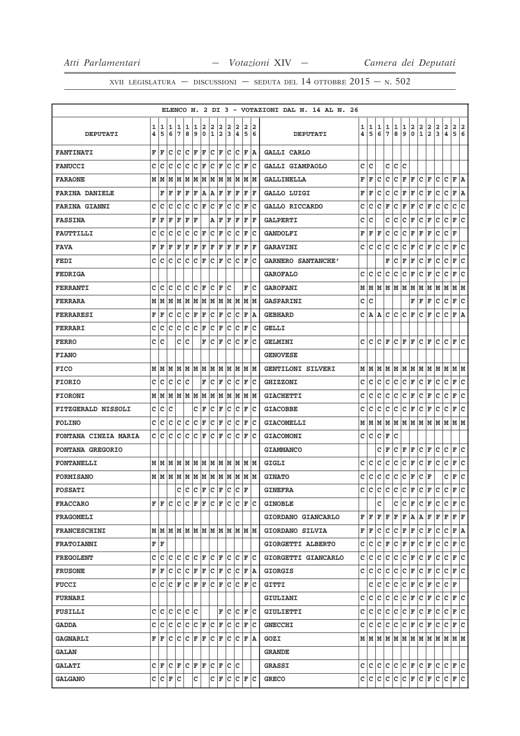ELENCO N. 2 DI 3 - VOTAZIONI DAL N. 14 AL N. 26

| DEPUTATI | 14 | 15 | 16 | 17 | 18 | 19 | 20 | 21 | 22 | 23 | 24 | 25 | 26 | DEPUTATI | 14 | 15 | 16 | 17 | 18 | 19 | 20 | 21 | 22 | 23 | 24 | 25 | 26 |
|---|---|---|---|---|---|---|---|---|---|---|---|---|---|---|---|---|---|---|---|---|---|---|---|---|---|---|---|
| FANTINATI | F | F | C | C | C | F | F | C | F | C | C | F | A | GALLI CARLO | | | | | | | | | | | | | |
| FANUCCI | C | C | C | C | C | C | F | C | F | C | C | F | C | GALLI GIAMPAOLO | C | C | | C | C | C | | | | | | | |
| FARAONE | M | M | M | M | M | M | M | M | M | M | M | M | M | GALLINELLA | F | F | C | C | C | F | F | C | F | C | C | F | A |
| FARINA DANIELE | | F | F | F | F | F | A | A | F | F | F | F | F | GALLO LUIGI | F | F | C | C | C | F | F | C | F | C | C | F | A |
| FARINA GIANNI | C | C | C | C | C | C | F | C | F | C | C | F | C | GALLO RICCARDO | C | C | C | F | C | F | F | C | F | C | C | C | C |
| FASSINA | F | F | F | F | F | F | | A | F | F | F | F | F | GALPERTI | C | C | | C | C | C | F | C | F | C | C | F | C |
| FAUTTILLI | C | C | C | C | C | C | F | C | F | C | C | F | C | GANDOLFI | F | F | F | C | C | C | F | F | F | C | C | F | |
| FAVA | F | F | F | F | F | F | F | F | F | F | F | F | F | GARAVINI | C | C | C | C | C | C | F | C | F | C | C | F | C |
| FEDI | C | C | C | C | C | C | F | C | F | C | C | F | C | GARNERO SANTANCHE' | | | | F | C | F | F | C | F | C | C | F | C |
| FEDRIGA | | | | | | | | | | | | | | GAROFALO | C | C | C | C | C | C | F | C | F | C | C | F | C |
| FERRANTI | C | C | C | C | C | C | F | C | F | C | | F | C | GAROFANI | M | M | M | M | M | M | M | M | M | M | M | M | M |
| FERRARA | M | M | M | M | M | M | M | M | M | M | M | M | M | GASPARINI | C | C | | | | | F | F | F | C | C | F | C |
| FERRARESI | F | F | C | C | C | F | F | C | F | C | C | F | A | GEBHARD | C | A | A | C | C | C | F | C | F | C | C | F | A |
| FERRARI | C | C | C | C | C | C | F | C | F | C | C | F | C | GELLI | | | | | | | | | | | | | |
| FERRO | C | C | | C | C | | F | C | F | C | C | F | C | GELMINI | C | C | C | F | C | F | F | C | F | C | C | F | C |
| FIANO | | | | | | | | | | | | | | GENOVESE | | | | | | | | | | | | | |
| FICO | M | M | M | M | M | M | M | M | M | M | M | M | M | GENTILONI SILVERI | M | M | M | M | M | M | M | M | M | M | M | M | M |
| FIORIO | C | C | C | C | C | | F | C | F | C | C | F | C | GHIZZONI | C | C | C | C | C | C | F | C | F | C | C | F | C |
| FIORONI | M | M | M | M | M | M | M | M | M | M | M | M | M | GIACHETTI | C | C | C | C | C | C | F | C | F | C | C | F | C |
| FITZGERALD NISSOLI | C | C | C | | | C | F | C | F | C | C | F | C | GIACOBBE | C | C | C | C | C | C | F | C | F | C | C | F | C |
| FOLINO | C | C | C | C | C | C | F | C | F | C | C | F | C | GIACOMELLI | M | M | M | M | M | M | M | M | M | M | M | M | M |
| FONTANA CINZIA MARIA | C | C | C | C | C | C | F | C | F | C | C | F | C | GIACOMONI | C | C | C | F | C | | | | | | | | |
| FONTANA GREGORIO | | | | | | | | | | | | | | GIAMMANCO | | | C | F | C | F | F | C | F | C | C | F | C |
| FONTANELLI | M | M | M | M | M | M | M | M | M | M | M | M | M | GIGLI | C | C | C | C | C | C | F | C | F | C | C | F | C |
| FORMISANO | M | M | M | M | M | M | M | M | M | M | M | M | M | GINATO | C | C | C | C | C | C | F | C | F | | C | F | C |
| FOSSATI | | | | C | C | C | F | C | F | C | C | F | | GINEFRA | C | C | C | C | C | C | F | C | F | C | C | F | C |
| FRACCARO | F | F | C | C | C | F | F | C | F | C | C | F | C | GINOBLE | | | C | | C | C | F | C | F | C | C | F | C |
| FRAGOMELI | | | | | | | | | | | | | | GIORDANO GIANCARLO | F | F | F | F | F | F | A | A | F | F | F | F | F |
| FRANCESCHINI | M | M | M | M | M | M | M | M | M | M | M | M | M | GIORDANO SILVIA | F | F | C | C | C | F | F | C | F | C | C | F | A |
| FRATOIANNI | F | F | | | | | | | | | | | | GIORGETTI ALBERTO | C | C | C | F | C | F | F | C | F | C | C | F | C |
| FREGOLENT | C | C | C | C | C | C | F | C | F | C | C | F | C | GIORGETTI GIANCARLO | C | C | C | C | C | C | F | C | F | C | C | F | C |
| FRUSONE | F | F | C | C | C | F | F | C | F | C | C | F | A | GIORGIS | C | C | C | C | C | C | F | C | F | C | C | F | C |
| FUCCI | C | C | C | F | C | F | F | C | F | C | C | F | C | GITTI | | C | C | C | C | C | F | C | F | C | C | F | |
| FURNARI | | | | | | | | | | | | | | GIULIANI | C | C | C | C | C | C | F | C | F | C | C | F | C |
| FUSILLI | C | C | C | C | C | C | | | F | C | C | F | C | GIULIETTI | C | C | C | C | C | C | F | C | F | C | C | F | C |
| GADDA | C | C | C | C | C | C | F | C | F | C | C | F | C | GNECCHI | C | C | C | C | C | C | F | C | F | C | C | F | C |
| GAGNARLI | F | F | C | C | C | F | F | C | F | C | C | F | A | GOZI | M | M | M | M | M | M | M | M | M | M | M | M | M |
| GALAN | | | | | | | | | | | | | | GRANDE | | | | | | | | | | | | | |
| GALATI | C | F | C | F | C | F | F | C | F | C | C | | | GRASSI | C | C | C | C | C | C | F | C | F | C | C | F | C |
| GALGANO | C | C | F | C | | C | | C | F | C | C | F | C | GRECO | C | C | C | C | C | C | F | C | F | C | C | F | C |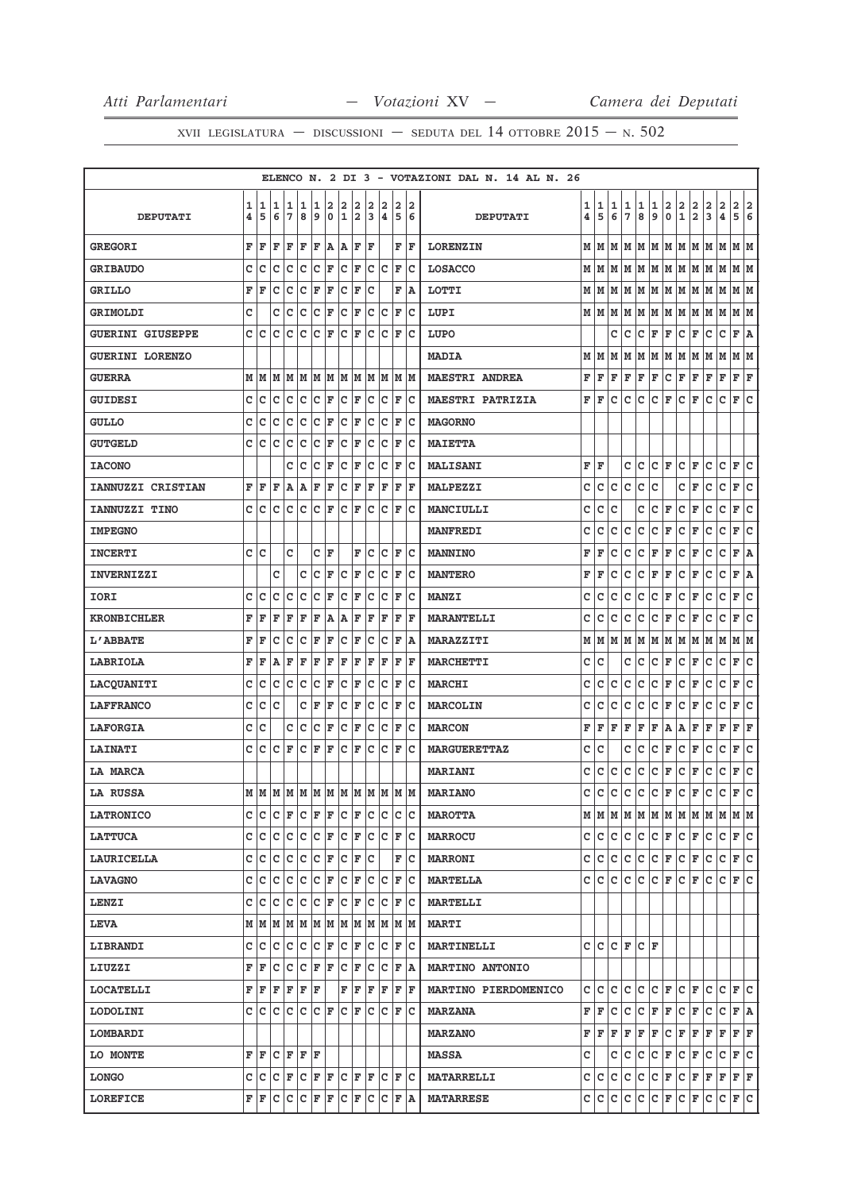ELENCO N. 2 DI 3 - VOTAZIONI DAL N. 14 AL N. 26

| DEPUTATI | 14 | 15 | 16 | 17 | 18 | 19 | 20 | 21 | 22 | 23 | 24 | 25 | 26 | DEPUTATI | 14 | 15 | 16 | 17 | 18 | 19 | 20 | 21 | 22 | 23 | 24 | 25 | 26 |
|---|---|---|---|---|---|---|---|---|---|---|---|---|---|---|---|---|---|---|---|---|---|---|---|---|---|---|---|
| **GREGORI** | F | F | F | F | F | F | A | A | F | F | | F | F | **LORENZIN** | M | M | M | M | M | M | M | M | M | M | M | M | M |
| **GRIBAUDO** | C | C | C | C | C | C | F | C | F | C | C | F | C | **LOSACCO** | M | M | M | M | M | M | M | M | M | M | M | M | M |
| **GRILLO** | F | F | C | C | C | F | F | C | F | C | | F | A | **LOTTI** | M | M | M | M | M | M | M | M | M | M | M | M | M |
| **GRIMOLDI** | C | | C | C | C | C | F | C | F | C | C | F | C | **LUPI** | M | M | M | M | M | M | M | M | M | M | M | M | M |
| **GUERINI GIUSEPPE** | C | C | C | C | C | C | F | C | F | C | C | F | C | **LUPO** | | | C | C | C | F | F | C | F | C | C | F | A |
| **GUERINI LORENZO** | | | | | | | | | | | | | | **MADIA** | M | M | M | M | M | M | M | M | M | M | M | M | M |
| **GUERRA** | M | M | M | M | M | M | M | M | M | M | M | M | M | **MAESTRI ANDREA** | F | F | F | F | F | F | C | F | F | F | F | F | F |
| **GUIDESI** | C | C | C | C | C | C | F | C | F | C | C | F | C | **MAESTRI PATRIZIA** | F | F | C | C | C | C | F | C | F | C | C | F | C |
| **GULLO** | C | C | C | C | C | C | F | C | F | C | C | F | C | **MAGORNO** | | | | | | | | | | | | | |
| **GUTGELD** | C | C | C | C | C | C | F | C | F | C | C | F | C | **MAIETTA** | | | | | | | | | | | | | |
| **IACONO** | | | | C | C | C | F | C | F | C | C | F | C | **MALISANI** | F | F | | C | C | C | F | C | F | C | C | F | C |
| **IANNUZZI CRISTIAN** | F | F | F | A | A | F | F | C | F | F | F | F | F | **MALPEZZI** | C | C | C | C | C | C | | C | F | C | C | F | C |
| **IANNUZZI TINO** | C | C | C | C | C | C | F | C | F | C | C | F | C | **MANCIULLI** | C | C | C | | C | C | F | C | F | C | C | F | C |
| **IMPEGNO** | | | | | | | | | | | | | | **MANFREDI** | C | C | C | C | C | C | F | C | F | C | C | F | C |
| **INCERTI** | C | C | | C | | C | F | | F | C | C | F | C | **MANNINO** | F | F | C | C | C | F | F | C | F | C | C | F | A |
| **INVERNIZZI** | | | C | | C | C | F | C | F | C | C | F | C | **MANTERO** | F | F | C | C | C | F | F | C | F | C | C | F | A |
| **IORI** | C | C | C | C | C | C | F | C | F | C | C | F | C | **MANZI** | C | C | C | C | C | C | F | C | F | C | C | F | C |
| **KRONBICHLER** | F | F | F | F | F | F | A | A | F | F | F | F | F | **MARANTELLI** | C | C | C | C | C | C | F | C | F | C | C | F | C |
| **L'ABBATE** | F | F | C | C | C | F | F | C | F | C | C | F | A | **MARAZZITI** | M | M | M | M | M | M | M | M | M | M | M | M | M |
| **LABRIOLA** | F | F | A | F | F | F | F | F | F | F | F | F | F | **MARCHETTI** | C | C | | C | C | C | F | C | F | C | C | F | C |
| **LACQUANITI** | C | C | C | C | C | C | F | C | F | C | C | F | C | **MARCHI** | C | C | C | C | C | C | F | C | F | C | C | F | C |
| **LAFFRANCO** | C | C | C | | C | F | F | C | F | C | C | F | C | **MARCOLIN** | C | C | C | C | C | C | F | C | F | C | C | F | C |
| **LAFORGIA** | C | C | | C | C | C | F | C | F | C | C | F | C | **MARCON** | F | F | F | F | F | F | A | A | F | F | F | F | F |
| **LAINATI** | C | C | C | F | C | F | F | C | F | C | C | F | C | **MARGUERETTAZ** | C | C | | C | C | C | F | C | F | C | C | F | C |
| **LA MARCA** | | | | | | | | | | | | | | **MARIANI** | C | C | C | C | C | C | F | C | F | C | C | F | C |
| **LA RUSSA** | M | M | M | M | M | M | M | M | M | M | M | M | M | **MARIANO** | C | C | C | C | C | C | F | C | F | C | C | F | C |
| **LATRONICO** | C | C | C | F | C | F | F | C | F | C | C | C | C | **MAROTTA** | M | M | M | M | M | M | M | M | M | M | M | M | M |
| **LATTUCA** | C | C | C | C | C | C | F | C | F | C | C | F | C | **MARROCU** | C | C | C | C | C | C | F | C | F | C | C | F | C |
| **LAURICELLA** | C | C | C | C | C | C | F | C | F | C | | F | C | **MARRONI** | C | C | C | C | C | C | F | C | F | C | C | F | C |
| **LAVAGNO** | C | C | C | C | C | C | F | C | F | C | C | F | C | **MARTELLA** | C | C | C | C | C | C | F | C | F | C | C | F | C |
| **LENZI** | C | C | C | C | C | C | F | C | F | C | C | F | C | **MARTELLI** | | | | | | | | | | | | | |
| **LEVA** | M | M | M | M | M | M | M | M | M | M | M | M | M | **MARTI** | | | | | | | | | | | | | |
| **LIBRANDI** | C | C | C | C | C | C | F | C | F | C | C | F | C | **MARTINELLI** | C | C | C | F | C | F | | | | | | | |
| **LIUZZI** | F | F | C | C | C | F | F | C | F | C | C | F | A | **MARTINO ANTONIO** | | | | | | | | | | | | | |
| **LOCATELLI** | F | F | F | F | F | F | | F | F | F | F | F | F | **MARTINO PIERDOMENICO** | C | C | C | C | C | C | F | C | F | C | C | F | C |
| **LODOLINI** | C | C | C | C | C | C | F | C | F | C | C | F | C | **MARZANA** | F | F | C | C | C | F | F | C | F | C | C | F | A |
| **LOMBARDI** | | | | | | | | | | | | | | **MARZANO** | F | F | F | F | F | F | C | F | F | F | F | F | F |
| **LO MONTE** | F | F | C | F | F | F | | | | | | | | **MASSA** | C | | C | C | C | C | F | C | F | C | C | F | C |
| **LONGO** | C | C | C | F | C | F | F | C | F | F | C | F | C | **MATARRELLI** | C | C | C | C | C | C | F | C | F | F | F | F | F |
| **LOREFICE** | F | F | C | C | C | F | F | C | F | C | C | F | A | **MATARRESE** | C | C | C | C | C | C | F | C | F | C | C | F | C |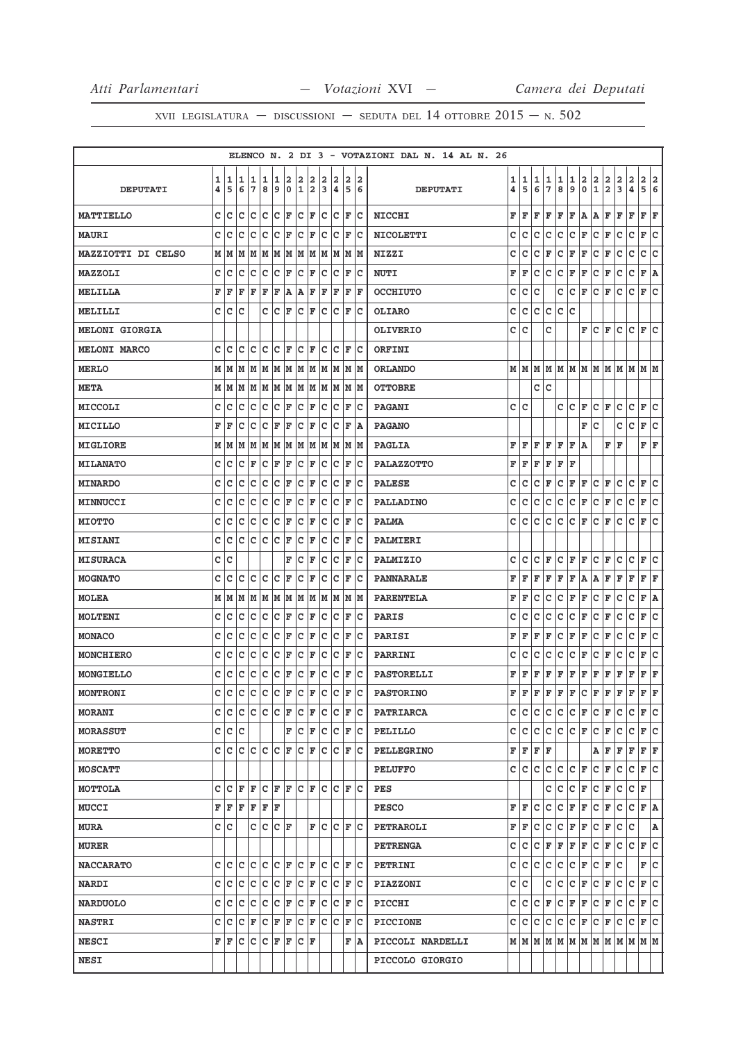ELENCO N. 2 DI 3 - VOTAZIONI DAL N. 14 AL N. 26

| DEPUTATI | 14 | 15 | 16 | 17 | 18 | 19 | 20 | 21 | 22 | 23 | 24 | 25 | 26 | DEPUTATI | 14 | 15 | 16 | 17 | 18 | 19 | 20 | 21 | 22 | 23 | 24 | 25 | 26 |
|---|---|---|---|---|---|---|---|---|---|---|---|---|---|---|---|---|---|---|---|---|---|---|---|---|---|---|---|
| MATTIELLO | C | C | C | C | C | C | F | C | F | C | C | F | C | NICCHI | F | F | F | F | F | F | A | A | F | F | F | F | F |
| MAURI | C | C | C | C | C | C | F | C | F | C | C | F | C | NICOLETTI | C | C | C | C | C | C | F | C | F | C | C | F | C |
| MAZZIOTTI DI CELSO | M | M | M | M | M | M | M | M | M | M | M | M | M | NIZZI | C | C | C | F | C | F | F | C | F | C | C | C | C |
| MAZZOLI | C | C | C | C | C | C | F | C | F | C | C | F | C | NUTI | F | F | C | C | C | F | F | C | F | C | C | F | A |
| MELILLA | F | F | F | F | F | F | A | A | F | F | F | F | F | OCCHIUTO | C | C | C |  | C | C | F | C | F | C | C | F | C |
| MELILLI | C | C | C |  | C | C | F | C | F | C | C | F | C | OLIARO | C | C | C | C | C | C |  |  |  |  |  |  |  |
| MELONI GIORGIA |  |  |  |  |  |  |  |  |  |  |  |  |  | OLIVERIO | C | C |  | C |  |  | F | C | F | C | C | F | C |
| MELONI MARCO | C | C | C | C | C | C | F | C | F | C | C | F | C | ORFINI |  |  |  |  |  |  |  |  |  |  |  |  |  |
| MERLO | M | M | M | M | M | M | M | M | M | M | M | M | M | ORLANDO | M | M | M | M | M | M | M | M | M | M | M | M | M |
| META | M | M | M | M | M | M | M | M | M | M | M | M | M | OTTOBRE |  |  | C | C |  |  |  |  |  |  |  |  |  |
| MICCOLI | C | C | C | C | C | C | F | C | F | C | C | F | C | PAGANI | C | C |  |  | C | C | F | C | F | C | C | F | C |
| MICILLO | F | F | C | C | C | F | F | C | F | C | C | F | A | PAGANO |  |  |  |  |  |  | F | C |  | C | C | F | C |
| MIGLIORE | M | M | M | M | M | M | M | M | M | M | M | M | M | PAGLIA | F | F | F | F | F | F | A |  | F | F |  | F | F |
| MILANATO | C | C | C | F | C | F | F | C | F | C | C | F | C | PALAZZOTTO | F | F | F | F | F | F |  |  |  |  |  |  |  |
| MINARDO | C | C | C | C | C | C | F | C | F | C | C | F | C | PALESE | C | C | C | F | C | F | F | C | F | C | C | F | C |
| MINNUCCI | C | C | C | C | C | C | F | C | F | C | C | F | C | PALLADINO | C | C | C | C | C | C | F | C | F | C | C | F | C |
| MIOTTO | C | C | C | C | C | C | F | C | F | C | C | F | C | PALMA | C | C | C | C | C | C | F | C | F | C | C | F | C |
| MISIANI | C | C | C | C | C | C | F | C | F | C | C | F | C | PALMIERI |  |  |  |  |  |  |  |  |  |  |  |  |  |
| MISURACA | C | C |  |  |  |  | F | C | F | C | C | F | C | PALMIZIO | C | C | C | F | C | F | F | C | F | C | C | F | C |
| MOGNATO | C | C | C | C | C | C | F | C | F | C | C | F | C | PANNARALE | F | F | F | F | F | F | A | A | F | F | F | F | F |
| MOLEA | M | M | M | M | M | M | M | M | M | M | M | M | M | PARENTELA | F | F | C | C | C | F | F | C | F | C | C | F | A |
| MOLTENI | C | C | C | C | C | C | F | C | F | C | C | F | C | PARIS | C | C | C | C | C | C | F | C | F | C | C | F | C |
| MONACO | C | C | C | C | C | C | F | C | F | C | C | F | C | PARISI | F | F | F | F | C | F | F | C | F | C | C | F | C |
| MONCHIERO | C | C | C | C | C | C | F | C | F | C | C | F | C | PARRINI | C | C | C | C | C | C | F | C | F | C | C | F | C |
| MONGIELLO | C | C | C | C | C | C | F | C | F | C | C | F | C | PASTORELLI | F | F | F | F | F | F | F | F | F | F | F | F | F |
| MONTRONI | C | C | C | C | C | C | F | C | F | C | C | F | C | PASTORINO | F | F | F | F | F | F | C | F | F | F | F | F | F |
| MORANI | C | C | C | C | C | C | F | C | F | C | C | F | C | PATRIARCA | C | C | C | C | C | C | F | C | F | C | C | F | C |
| MORASSUT | C | C | C |  |  |  | F | C | F | C | C | F | C | PELILLO | C | C | C | C | C | C | F | C | F | C | C | F | C |
| MORETTO | C | C | C | C | C | C | F | C | F | C | C | F | C | PELLEGRINO | F | F | F | F |  |  |  | A | F | F | F | F | F |
| MOSCATT |  |  |  |  |  |  |  |  |  |  |  |  |  | PELUFFO | C | C | C | C | C | C | F | C | F | C | C | F | C |
| MOTTOLA | C | C | F | F | C | F | F | C | F | C | C | F | C | PES |  |  |  | C | C | C | F | C | F | C | C | F |  |
| MUCCI | F | F | F | F | F | F |  |  |  |  |  |  |  | PESCO | F | F | C | C | C | F | F | C | F | C | C | F | A |
| MURA | C | C |  | C | C | C | F |  | F | C | C | F | C | PETRAROLI | F | F | C | C | C | F | F | C | F | C | C |  | A |
| MURER |  |  |  |  |  |  |  |  |  |  |  |  |  | PETRENGA | C | C | C | F | F | F | F | C | F | C | C | F | C |
| NACCARATO | C | C | C | C | C | C | F | C | F | C | C | F | C | PETRINI | C | C | C | C | C | C | F | C | F | C |  | F | C |
| NARDI | C | C | C | C | C | C | F | C | F | C | C | F | C | PIAZZONI | C | C |  | C | C | C | F | C | F | C | C | F | C |
| NARDUOLO | C | C | C | C | C | C | F | C | F | C | C | F | C | PICCHI | C | C | C | F | C | F | F | C | F | C | C | F | C |
| NASTRI | C | C | C | F | C | F | F | C | F | C | C | F | C | PICCIONE | C | C | C | C | C | C | F | C | F | C | C | F | C |
| NESCI | F | F | C | C | C | F | F | C | F |  |  | F | A | PICCOLI NARDELLI | M | M | M | M | M | M | M | M | M | M | M | M | M |
| NESI |  |  |  |  |  |  |  |  |  |  |  |  |  | PICCOLO GIORGIO |  |  |  |  |  |  |  |  |  |  |  |  |  |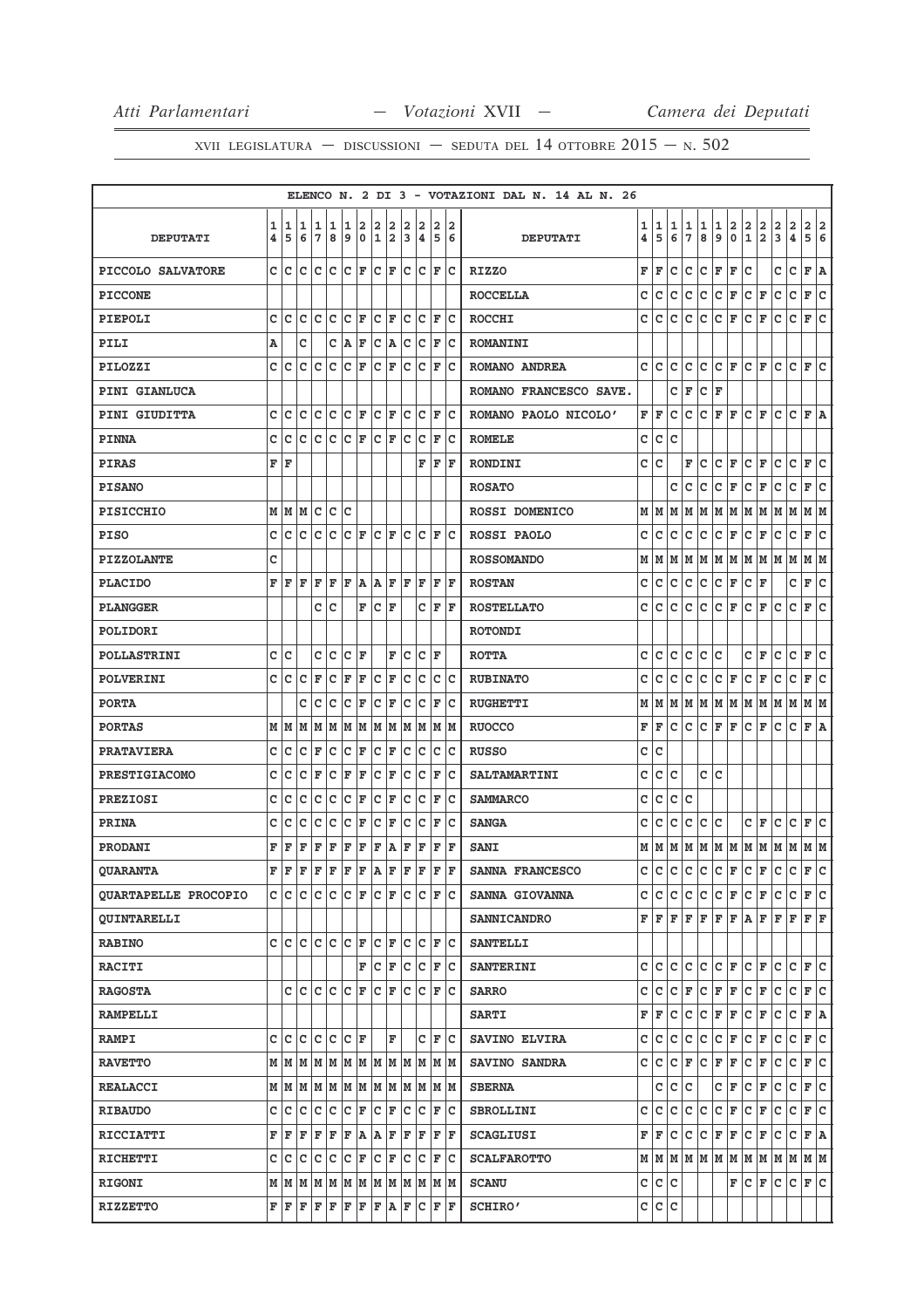XVII LEGISLATURA — DISCUSSIONI — SEDUTA DEL 14 OTTOBRE 2015 — N. 502

ELENCO N. 2 DI 3 - VOTAZIONI DAL N. 14 AL N. 26

| DEPUTATI | 14 | 15 | 16 | 17 | 18 | 19 | 20 | 21 | 22 | 23 | 24 | 25 | 26 | DEPUTATI | 14 | 15 | 16 | 17 | 18 | 19 | 20 | 21 | 22 | 23 | 24 | 25 | 26 |
|---|---|---|---|---|---|---|---|---|---|---|---|---|---|---|---|---|---|---|---|---|---|---|---|---|---|---|---|
| PICCOLO SALVATORE | C | C | C | C | C | C | F | C | F | C | C | F | C | RIZZO | F | F | C | C | C | F | F | C | | C | C | F | A |
| PICCONE | | | | | | | | | | | | | | ROCCELLA | C | C | C | C | C | C | F | C | F | C | C | F | C |
| PIEPOLI | C | C | C | C | C | C | F | C | F | C | C | F | C | ROCCHI | C | C | C | C | C | C | F | C | F | C | C | F | C |
| PILI | A | | C | | C | A | F | C | A | C | C | F | C | ROMANINI | | | | | | | | | | | | | |
| PILOZZI | C | C | C | C | C | C | F | C | F | C | C | F | C | ROMANO ANDREA | C | C | C | C | C | C | F | C | F | C | C | F | C |
| PINI GIANLUCA | | | | | | | | | | | | | | ROMANO FRANCESCO SAVE. | | | C | F | C | F | | | | | | | |
| PINI GIUDITTA | C | C | C | C | C | C | F | C | F | C | C | F | C | ROMANO PAOLO NICOLO' | F | F | C | C | C | F | F | C | F | C | C | F | A |
| PINNA | C | C | C | C | C | C | F | C | F | C | C | F | C | ROMELE | C | C | C | | | | | | | | | | |
| PIRAS | F | F | | | | | | | | | F | F | F | RONDINI | C | C | | F | C | C | F | C | F | C | C | F | C |
| PISANO | | | | | | | | | | | | | | ROSATO | | | C | C | C | C | F | C | F | C | C | F | C |
| PISICCHIO | M | M | M | C | C | C | | | | | | | | ROSSI DOMENICO | M | M | M | M | M | M | M | M | M | M | M | M | M |
| PISO | C | C | C | C | C | C | F | C | F | C | C | F | C | ROSSI PAOLO | C | C | C | C | C | C | F | C | F | C | C | F | C |
| PIZZOLANTE | C | | | | | | | | | | | | | ROSSOMANDO | M | M | M | M | M | M | M | M | M | M | M | M | M |
| PLACIDO | F | F | F | F | F | F | A | A | F | F | F | F | F | ROSTAN | C | C | C | C | C | C | F | C | F | | C | F | C |
| PLANGGER | | | | C | C | | F | C | F | | C | F | F | ROSTELLATO | C | C | C | C | C | C | F | C | F | C | C | F | C |
| POLIDORI | | | | | | | | | | | | | | ROTONDI | | | | | | | | | | | | | |
| POLLASTRINI | C | C | | C | C | C | F | | F | C | C | F | | ROTTA | C | C | C | C | C | C | | C | F | C | C | F | C |
| POLVERINI | C | C | C | F | C | F | F | C | F | C | C | C | C | RUBINATO | C | C | C | C | C | C | F | C | F | C | C | F | C |
| PORTA | | | C | C | C | C | F | C | F | C | C | F | C | RUGHETTI | M | M | M | M | M | M | M | M | M | M | M | M | M |
| PORTAS | M | M | M | M | M | M | M | M | M | M | M | M | M | RUOCCO | F | F | C | C | C | F | F | C | F | C | C | F | A |
| PRATAVIERA | C | C | C | F | C | C | F | C | F | C | C | C | C | RUSSO | C | C | | | | | | | | | | | |
| PRESTIGIACOMO | C | C | C | F | C | F | F | C | F | C | C | F | C | SALTAMARTINI | C | C | C | | C | C | | | | | | | |
| PREZIOSI | C | C | C | C | C | C | F | C | F | C | C | F | C | SAMMARCO | C | C | C | C | | | | | | | | | |
| PRINA | C | C | C | C | C | C | F | C | F | C | C | F | C | SANGA | C | C | C | C | C | C | | C | F | C | C | F | C |
| PRODANI | F | F | F | F | F | F | F | F | A | F | F | F | F | SANI | M | M | M | M | M | M | M | M | M | M | M | M | M |
| QUARANTA | F | F | F | F | F | F | F | A | F | F | F | F | F | SANNA FRANCESCO | C | C | C | C | C | C | F | C | F | C | C | F | C |
| QUARTAPELLE PROCOPIO | C | C | C | C | C | C | F | C | F | C | C | F | C | SANNA GIOVANNA | C | C | C | C | C | C | F | C | F | C | C | F | C |
| QUINTARELLI | | | | | | | | | | | | | | SANNICANDRO | F | F | F | F | F | F | F | A | F | F | F | F | F |
| RABINO | C | C | C | C | C | C | F | C | F | C | C | F | C | SANTELLI | | | | | | | | | | | | | |
| RACITI | | | | | | | F | C | F | C | C | F | C | SANTERINI | C | C | C | C | C | C | F | C | F | C | C | F | C |
| RAGOSTA | | C | C | C | C | C | F | C | F | C | C | F | C | SARRO | C | C | C | F | C | F | F | C | F | C | C | F | C |
| RAMPELLI | | | | | | | | | | | | | | SARTI | F | F | C | C | C | F | F | C | F | C | C | F | A |
| RAMPI | C | C | C | C | C | C | F | | F | | C | F | C | SAVINO ELVIRA | C | C | C | C | C | C | F | C | F | C | C | F | C |
| RAVETTO | M | M | M | M | M | M | M | M | M | M | M | M | M | SAVINO SANDRA | C | C | C | F | C | F | F | C | F | C | C | F | C |
| REALACCI | M | M | M | M | M | M | M | M | M | M | M | M | M | SBERNA | | C | C | C | | C | F | C | F | C | C | F | C |
| RIBAUDO | C | C | C | C | C | C | F | C | F | C | C | F | C | SBROLLINI | C | C | C | C | C | C | F | C | F | C | C | F | C |
| RICCIATTI | F | F | F | F | F | F | A | A | F | F | F | F | F | SCAGLIUSI | F | F | C | C | C | F | F | C | F | C | C | F | A |
| RICHETTI | C | C | C | C | C | C | F | C | F | C | C | F | C | SCALFAROTTO | M | M | M | M | M | M | M | M | M | M | M | M | M |
| RIGONI | M | M | M | M | M | M | M | M | M | M | M | M | M | SCANU | C | C | C | | | | F | C | F | C | C | F | C |
| RIZZETTO | F | F | F | F | F | F | F | F | A | F | C | F | F | SCHIRO' | C | C | C | | | | | | | | | | |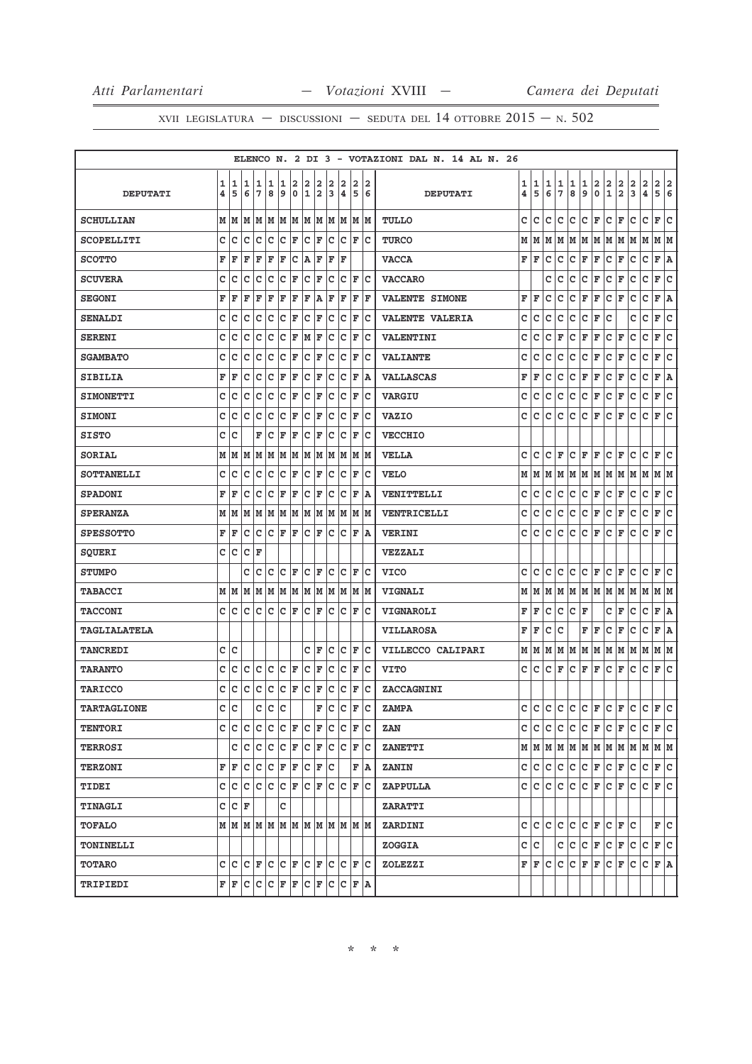ELENCO N. 2 DI 3 - VOTAZIONI DAL N. 14 AL N. 26

| DEPUTATI | 14 | 15 | 16 | 17 | 18 | 19 | 20 | 21 | 22 | 23 | 24 | 25 | 26 | DEPUTATI | 14 | 15 | 16 | 17 | 18 | 19 | 20 | 21 | 22 | 23 | 24 | 25 | 26 |
|---|---|---|---|---|---|---|---|---|---|---|---|---|---|---|---|---|---|---|---|---|---|---|---|---|---|---|---|
| SCHULLIAN | M | M | M | M | M | M | M | M | M | M | M | M | M | TULLO | C | C | C | C | C | C | F | C | F | C | C | F | C |
| SCOPELLITI | C | C | C | C | C | C | F | C | F | C | C | F | C | TURCO | M | M | M | M | M | M | M | M | M | M | M | M | M |
| SCOTTO | F | F | F | F | F | F | C | A | F | F | F | | | VACCA | F | F | C | C | C | F | F | C | F | C | C | F | A |
| SCUVERA | C | C | C | C | C | C | F | C | F | C | C | F | C | VACCARO | | | C | C | C | C | F | C | F | C | C | F | C |
| SEGONI | F | F | F | F | F | F | F | F | A | F | F | F | F | VALENTE SIMONE | F | F | C | C | C | F | F | C | F | C | C | F | A |
| SENALDI | C | C | C | C | C | C | F | C | F | C | C | F | C | VALENTE VALERIA | C | C | C | C | C | C | F | C | | C | C | F | C |
| SERENI | C | C | C | C | C | C | F | M | F | C | C | F | C | VALENTINI | C | C | C | F | C | F | F | C | F | C | C | F | C |
| SGAMBATO | C | C | C | C | C | C | F | C | F | C | C | F | C | VALIANTE | C | C | C | C | C | C | F | C | F | C | C | F | C |
| SIBILIA | F | F | C | C | C | F | F | C | F | C | C | F | A | VALLASCAS | F | F | C | C | C | F | F | C | F | C | C | F | A |
| SIMONETTI | C | C | C | C | C | C | F | C | F | C | C | F | C | VARGIU | C | C | C | C | C | C | F | C | F | C | C | F | C |
| SIMONI | C | C | C | C | C | C | F | C | F | C | C | F | C | VAZIO | C | C | C | C | C | C | F | C | F | C | C | F | C |
| SISTO | C | C | | F | C | F | F | C | F | C | C | F | C | VECCHIO | | | | | | | | | | | | | |
| SORIAL | M | M | M | M | M | M | M | M | M | M | M | M | M | VELLA | C | C | C | F | C | F | F | C | F | C | C | F | C |
| SOTTANELLI | C | C | C | C | C | C | F | C | F | C | C | F | C | VELO | M | M | M | M | M | M | M | M | M | M | M | M | M |
| SPADONI | F | F | C | C | C | F | F | C | F | C | C | F | A | VENITTELLI | C | C | C | C | C | C | F | C | F | C | C | F | C |
| SPERANZA | M | M | M | M | M | M | M | M | M | M | M | M | M | VENTRICELLI | C | C | C | C | C | C | F | C | F | C | C | F | C |
| SPESSOTTO | F | F | C | C | C | F | F | C | F | C | C | F | A | VERINI | C | C | C | C | C | C | F | C | F | C | C | F | C |
| SQUERI | C | C | C | F | | | | | | | | | | VEZZALI | | | | | | | | | | | | | |
| STUMPO | | | C | C | C | C | F | C | F | C | C | F | C | VICO | C | C | C | C | C | C | F | C | F | C | C | F | C |
| TABACCI | M | M | M | M | M | M | M | M | M | M | M | M | M | VIGNALI | M | M | M | M | M | M | M | M | M | M | M | M | M |
| TACCONI | C | C | C | C | C | C | F | C | F | C | C | F | C | VIGNAROLI | F | F | C | C | C | F | | C | F | C | C | F | A |
| TAGLIALATELA | | | | | | | | | | | | | | VILLAROSA | F | F | C | C | | F | F | C | F | C | C | F | A |
| TANCREDI | C | C | | | | | | C | F | C | C | F | C | VILLECCO CALIPARI | M | M | M | M | M | M | M | M | M | M | M | M | M |
| TARANTO | C | C | C | C | C | C | F | C | F | C | C | F | C | VITO | C | C | C | F | C | F | F | C | F | C | C | F | C |
| TARICCO | C | C | C | C | C | C | F | C | F | C | C | F | C | ZACCAGNINI | | | | | | | | | | | | | |
| TARTAGLIONE | C | C | | C | C | C | | | F | C | C | F | C | ZAMPA | C | C | C | C | C | C | F | C | F | C | C | F | C |
| TENTORI | C | C | C | C | C | C | F | C | F | C | C | F | C | ZAN | C | C | C | C | C | C | F | C | F | C | C | F | C |
| TERROSI | | C | C | C | C | C | F | C | F | C | C | F | C | ZANETTI | M | M | M | M | M | M | M | M | M | M | M | M | M |
| TERZONI | F | F | C | C | C | F | F | C | F | C | | F | A | ZANIN | C | C | C | C | C | C | F | C | F | C | C | F | C |
| TIDEI | C | C | C | C | C | C | F | C | F | C | C | F | C | ZAPPULLA | C | C | C | C | C | C | F | C | F | C | C | F | C |
| TINAGLI | C | C | F | | | C | | | | | | | | ZARATTI | | | | | | | | | | | | | |
| TOFALO | M | M | M | M | M | M | M | M | M | M | M | M | M | ZARDINI | C | C | C | C | C | C | F | C | F | C | | F | C |
| TONINELLI | | | | | | | | | | | | | | ZOGGIA | C | C | | C | C | C | F | C | F | C | C | F | C |
| TOTARO | C | C | C | F | C | C | F | C | F | C | C | F | C | ZOLEZZI | F | F | C | C | C | F | F | C | F | C | C | F | A |
| TRIPIEDI | F | F | C | C | C | F | F | C | F | C | C | F | A | | | | | | | | | | | | | | |

\* \* \*